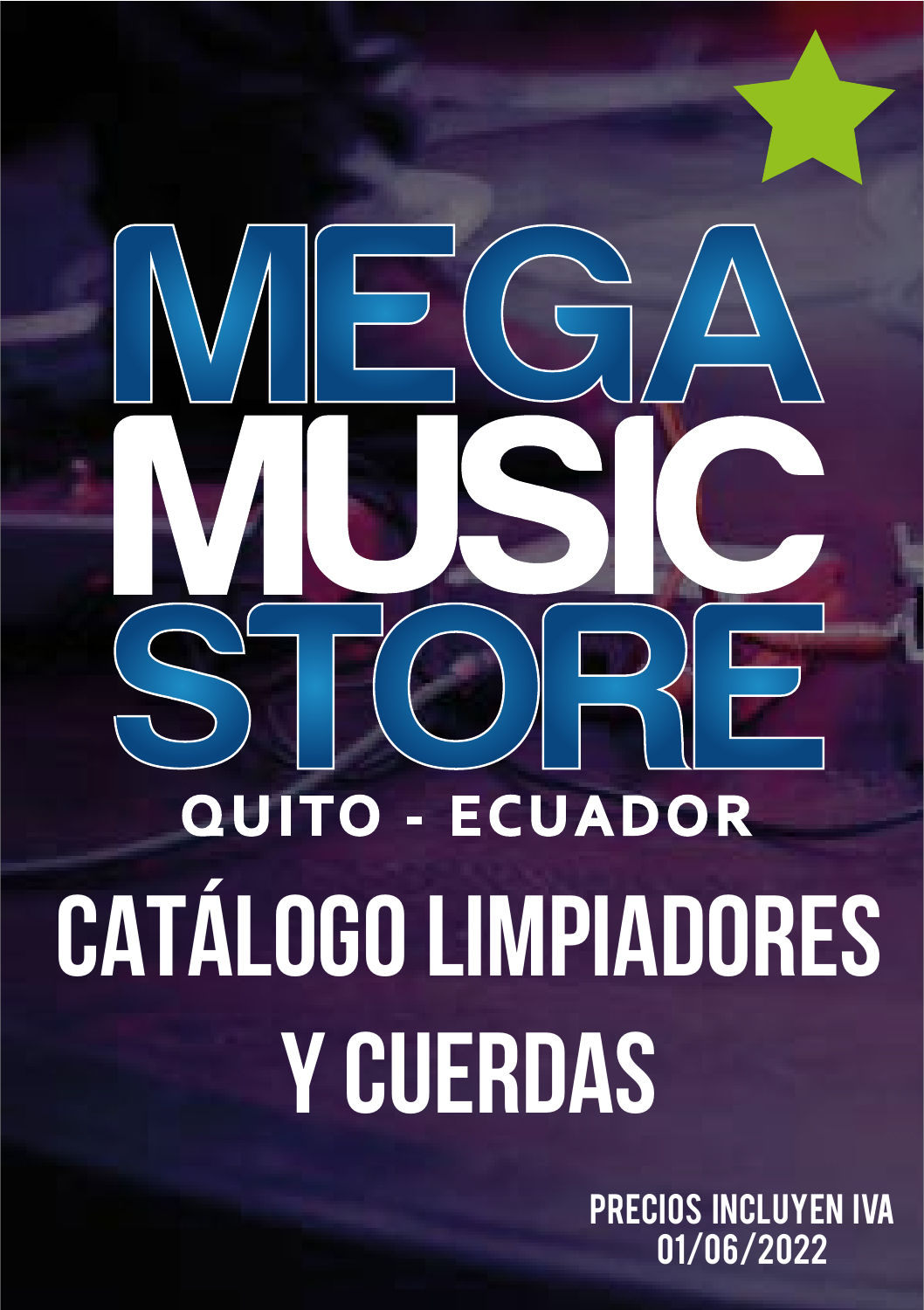# MEGA MUSIC STORE

QUITO - ECUADOR

# CATÁLOGO LIMPIADORES Y CUERDAS

PRECIOS INCLUYEN IVA
01/06/2022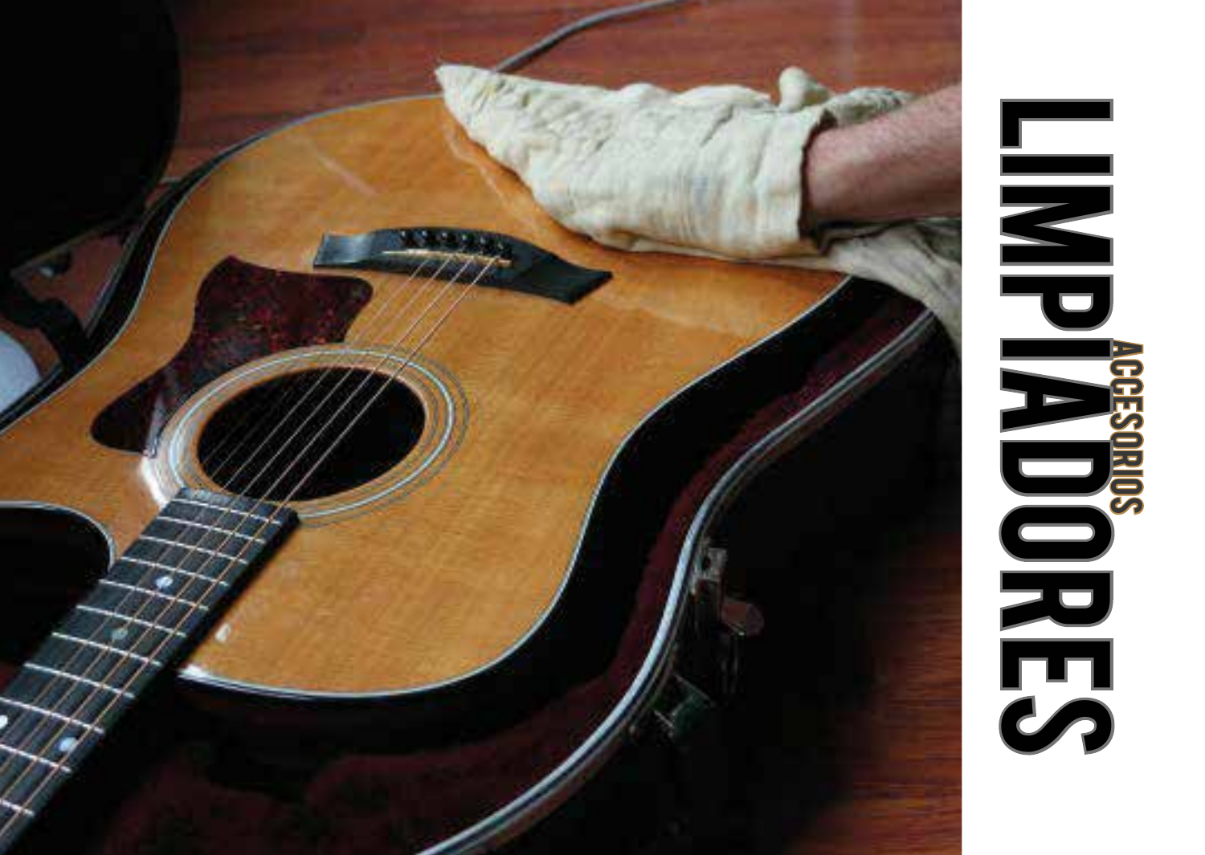# LIMPIADORES

## ACCESORIOS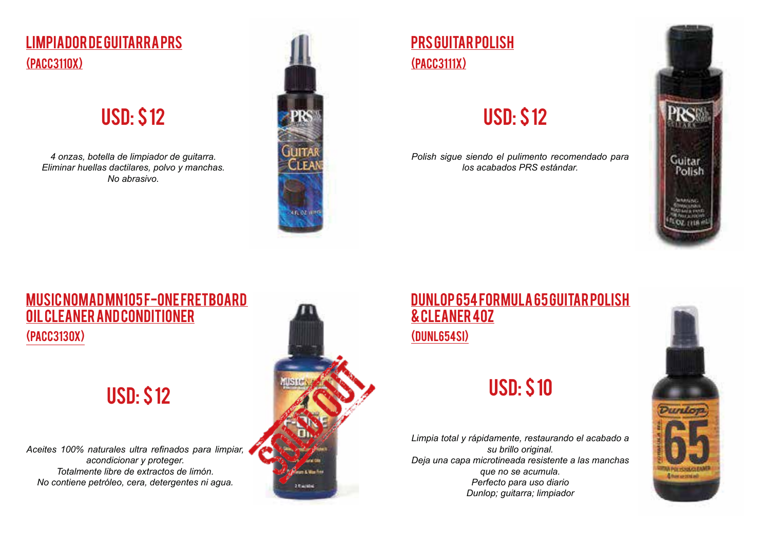## LIMPIADOR DE GUITARRA PRS
### (PACC3110X)

## USD: $ 12

*4 onzas, botella de limpiador de guitarra.*
*Eliminar huellas dactilares, polvo y manchas.*
*No abrasivo.*

## PRS GUITAR POLISH
### (PACC3111X)

## USD: $ 12

*Polish sigue siendo el pulimento recomendado para los acabados PRS estándar.*

## MUSIC NOMAD MN105 F-ONE FRETBOARD OIL CLEANER AND CONDITIONER
### (PACC3130X)

## USD: $ 12

*Aceites 100% naturales ultra refinados para limpiar, acondicionar y proteger.*
*Totalmente libre de extractos de limón.*
*No contiene petróleo, cera, detergentes ni agua.*

## DUNLOP 654 FORMULA 65 GUITAR POLISH & CLEANER 4OZ
### (DUNL654SI)

## USD: $ 10

*Limpia total y rápidamente, restaurando el acabado a su brillo original.*
*Deja una capa microtineada resistente a las manchas que no se acumula.*
*Perfecto para uso diario*
*Dunlop; guitarra; limpiador*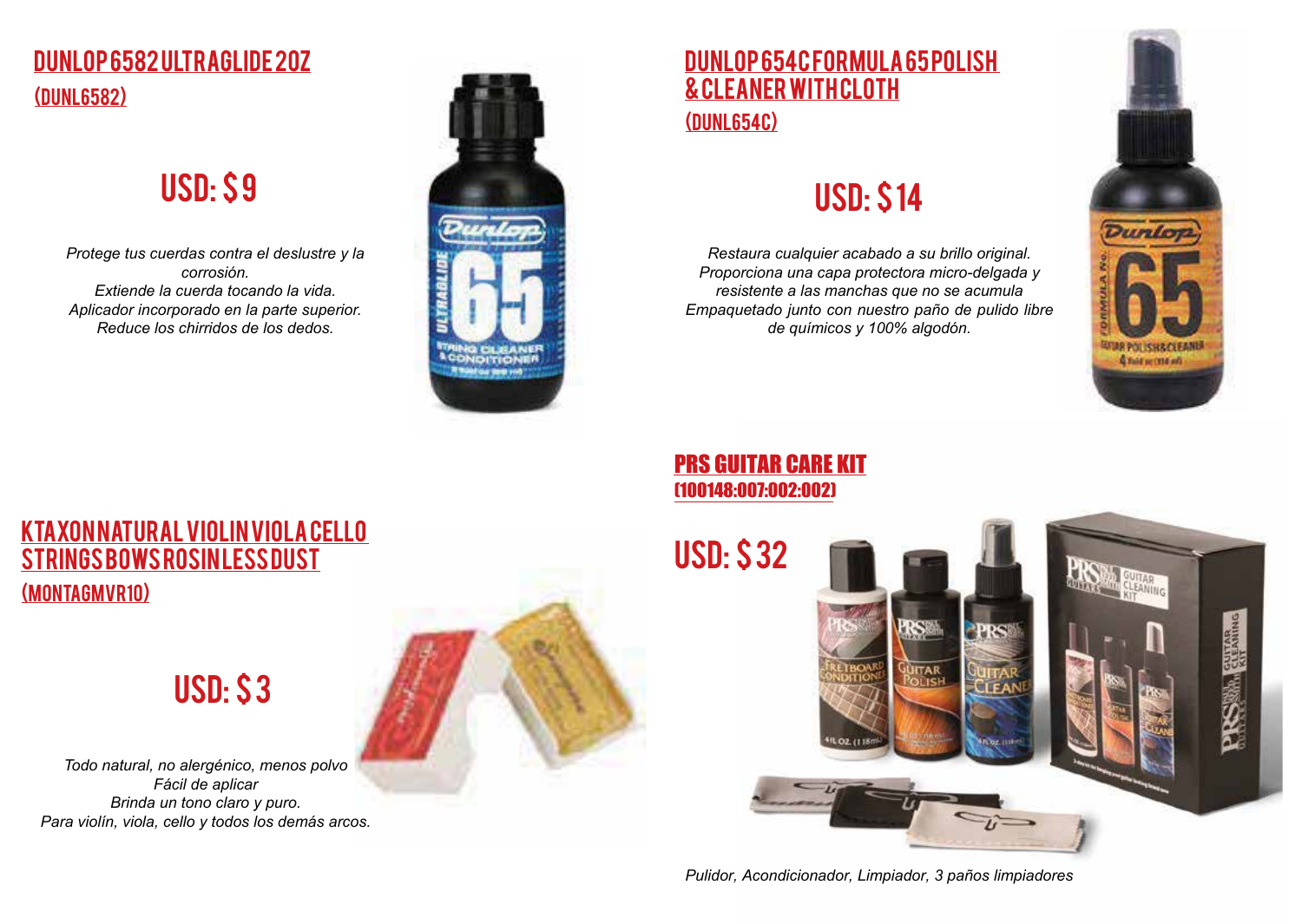## DUNLOP 6582 ULTRAGLIDE 2OZ
## (DUNL6582)

# USD: $ 9

*Protege tus cuerdas contra el deslustre y la corrosión.*
*Extiende la cuerda tocando la vida.*
*Aplicador incorporado en la parte superior.*
*Reduce los chirridos de los dedos.*

## DUNLOP 654C FORMULA 65 POLISH & CLEANER WITH CLOTH
## (DUNL654C)

# USD: $ 14

*Restaura cualquier acabado a su brillo original.*
*Proporciona una capa protectora micro-delgada y resistente a las manchas que no se acumula*
*Empaquetado junto con nuestro paño de pulido libre de químicos y 100% algodón.*

## KTAXON NATURAL VIOLIN VIOLA CELLO STRINGS BOWS ROSIN LESS DUST
## (MONTAGMVR10)

# USD: $ 3

*Todo natural, no alergénico, menos polvo*
*Fácil de aplicar*
*Brinda un tono claro y puro.*
*Para violín, viola, cello y todos los demás arcos.*

## PRS GUITAR CARE KIT
## (100148:007:002:002)

# USD: $ 32

*Pulidor, Acondicionador, Limpiador, 3 paños limpiadores*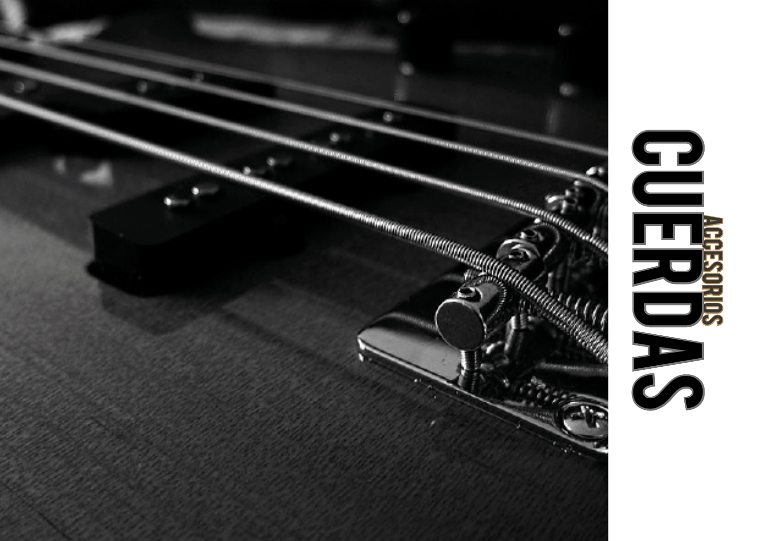# CUERDAS

## ACCESORIOS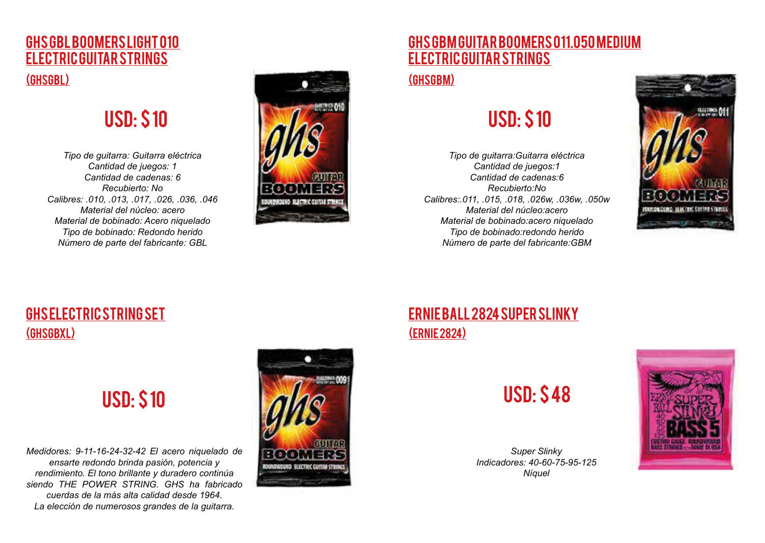## GHS GBL BOOMERS LIGHT 010 ELECTRIC GUITAR STRINGS

(GHSGBL)

### USD: $10

*Tipo de guitarra: Guitarra eléctrica*
*Cantidad de juegos: 1*
*Cantidad de cadenas: 6*
*Recubierto: No*
*Calibres: .010, .013, .017, .026, .036, .046*
*Material del núcleo: acero*
*Material de bobinado: Acero niquelado*
*Tipo de bobinado: Redondo herido*
*Número de parte del fabricante: GBL*

## GHS GBM GUITAR BOOMERS 011.050 MEDIUM ELECTRIC GUITAR STRINGS

(GHSGBM)

### USD: $10

*Tipo de guitarra:Guitarra eléctrica*
*Cantidad de juegos:1*
*Cantidad de cadenas:6*
*Recubierto:No*
*Calibres:.011, .015, .018, .026w, .036w, .050w*
*Material del núcleo:acero*
*Material de bobinado:acero niquelado*
*Tipo de bobinado:redondo herido*
*Número de parte del fabricante:GBM*

## GHS ELECTRIC STRING SET

(GHSGBXL)

### USD: $10

*Medidores: 9-11-16-24-32-42 El acero niquelado de ensarte redondo brinda pasión, potencia y rendimiento. El tono brillante y duradero continúa siendo THE POWER STRING. GHS ha fabricado cuerdas de la más alta calidad desde 1964.*
*La elección de numerosos grandes de la guitarra.*

## ERNIE BALL 2824 SUPER SLINKY

(ERNIE 2824)

### USD: $48

*Super Slinky*
*Indicadores: 40-60-75-95-125*
*Níquel*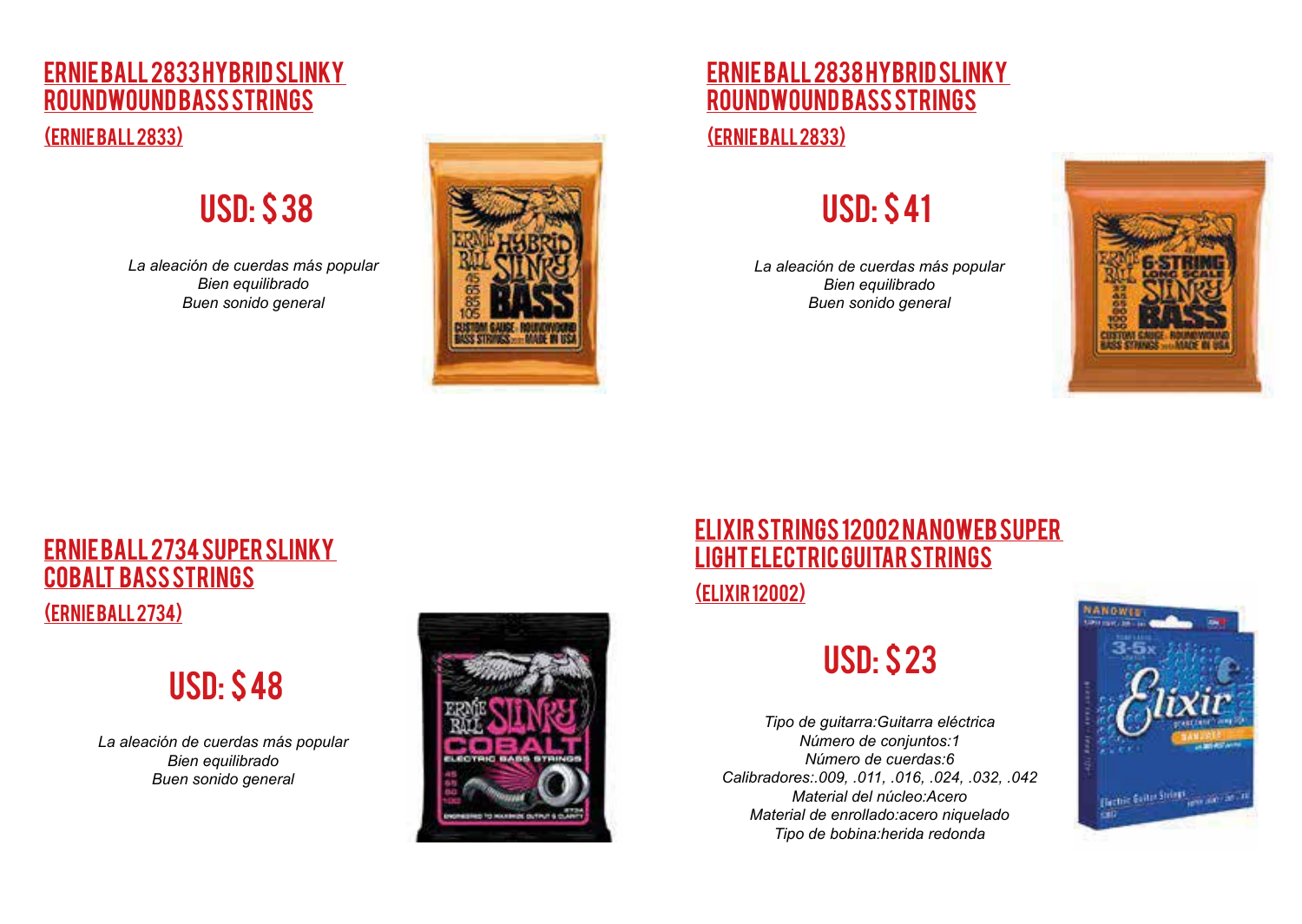## ERNIE BALL 2833 HYBRID SLINKY ROUNDWOUND BASS STRINGS

### (ERNIE BALL 2833)

## USD: $ 38

*La aleación de cuerdas más popular*
*Bien equilibrado*
*Buen sonido general*

## ERNIE BALL 2838 HYBRID SLINKY ROUNDWOUND BASS STRINGS

### (ERNIE BALL 2833)

## USD: $ 41

*La aleación de cuerdas más popular*
*Bien equilibrado*
*Buen sonido general*

## ERNIE BALL 2734 SUPER SLINKY COBALT BASS STRINGS

### (ERNIE BALL 2734)

## USD: $ 48

*La aleación de cuerdas más popular*
*Bien equilibrado*
*Buen sonido general*

## ELIXIR STRINGS 12002 NANOWEB SUPER LIGHT ELECTRIC GUITAR STRINGS

### (ELIXIR 12002)

## USD: $ 23

*Tipo de guitarra:Guitarra eléctrica*
*Número de conjuntos:1*
*Número de cuerdas:6*
*Calibradores:.009, .011, .016, .024, .032, .042*
*Material del núcleo:Acero*
*Material de enrollado:acero niquelado*
*Tipo de bobina:herida redonda*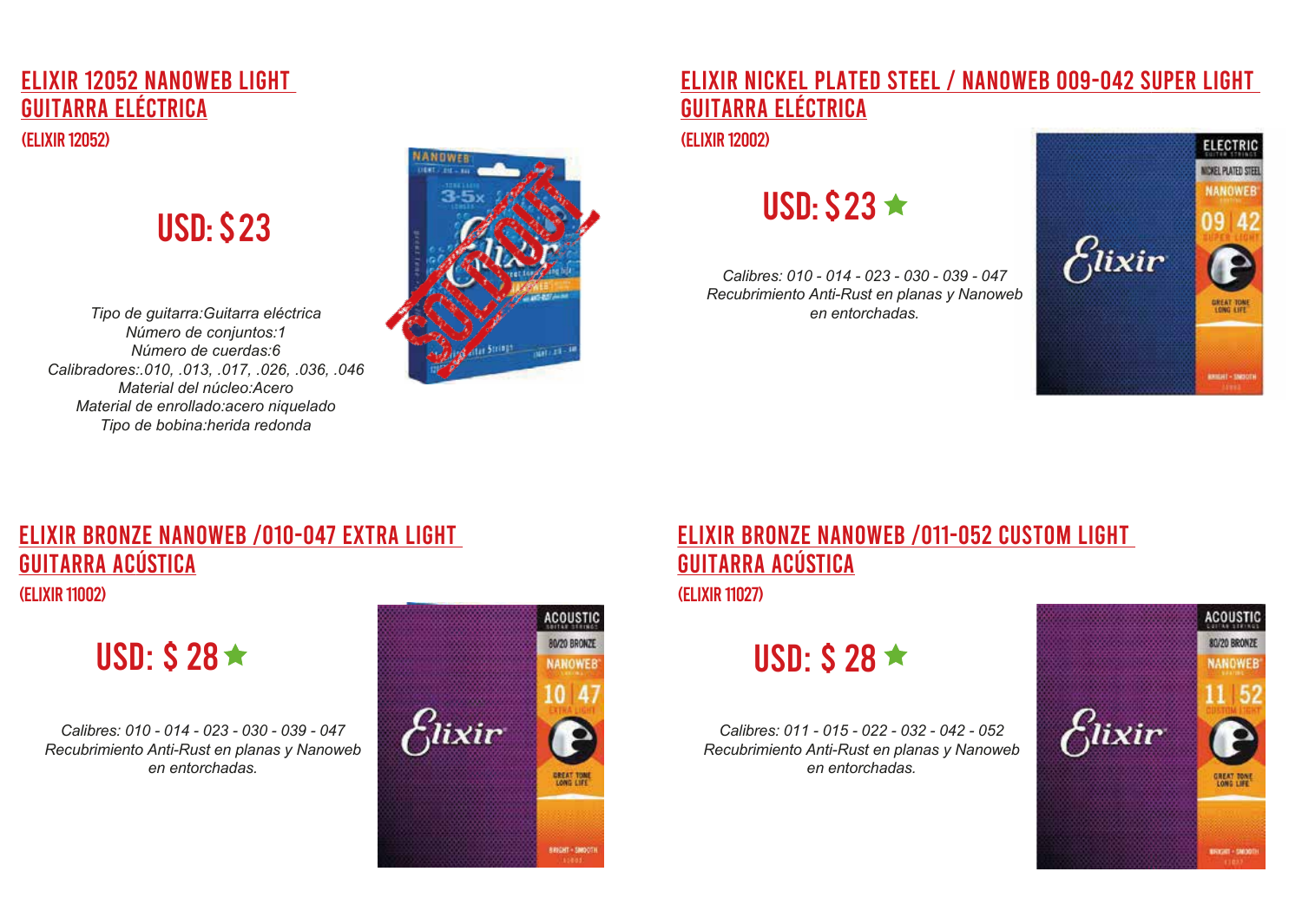## ELIXIR 12052 NANOWEB LIGHT GUITARRA ELÉCTRICA

(ELIXIR 12052)

USD: $23

*Tipo de guitarra:Guitarra eléctrica*
*Número de conjuntos:1*
*Número de cuerdas:6*
*Calibradores:.010, .013, .017, .026, .036, .046*
*Material del núcleo:Acero*
*Material de enrollado:acero niquelado*
*Tipo de bobina:herida redonda*

## ELIXIR NICKEL PLATED STEEL / NANOWEB 009-042 SUPER LIGHT GUITARRA ELÉCTRICA

(ELIXIR 12002)

USD: $23 ★

*Calibres: 010 - 014 - 023 - 030 - 039 - 047*
*Recubrimiento Anti-Rust en planas y Nanoweb en entorchadas.*

## ELIXIR BRONZE NANOWEB /010-047 EXTRA LIGHT GUITARRA ACÚSTICA

(ELIXIR 11002)

USD: $ 28 ★

*Calibres: 010 - 014 - 023 - 030 - 039 - 047*
*Recubrimiento Anti-Rust en planas y Nanoweb en entorchadas.*

## ELIXIR BRONZE NANOWEB /011-052 CUSTOM LIGHT GUITARRA ACÚSTICA

(ELIXIR 11027)

USD: $ 28 ★

*Calibres: 011 - 015 - 022 - 032 - 042 - 052*
*Recubrimiento Anti-Rust en planas y Nanoweb en entorchadas.*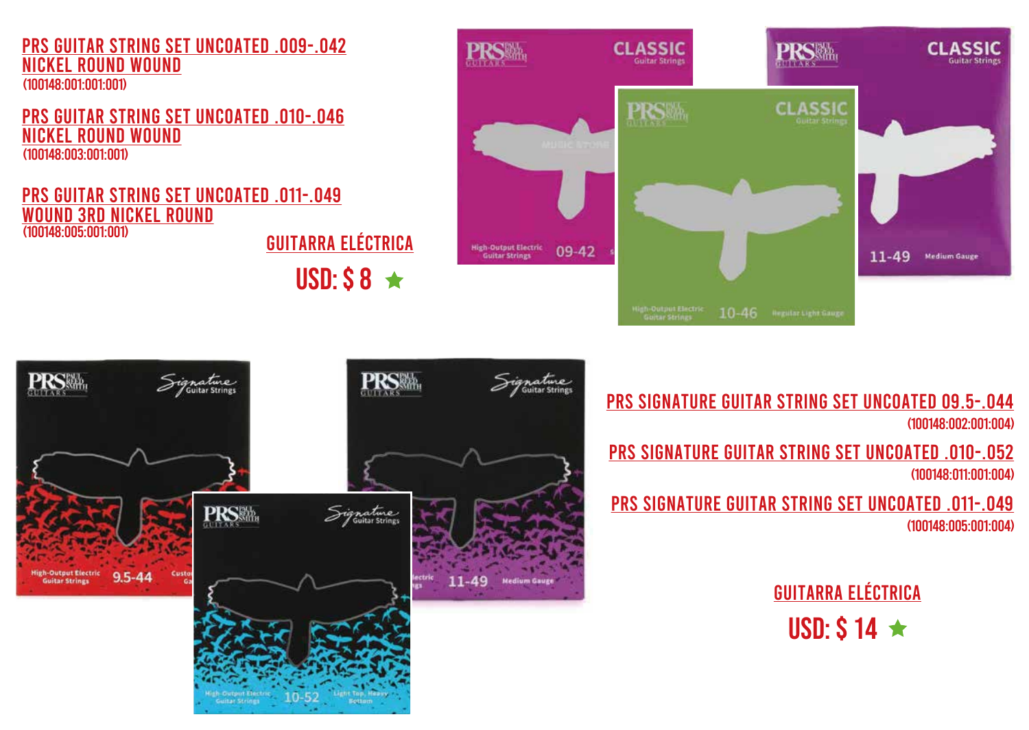PRS GUITAR STRING SET UNCOATED .009-.042 NICKEL ROUND WOUND
(100148:001:001:001)

PRS GUITAR STRING SET UNCOATED .010-.046 NICKEL ROUND WOUND
(100148:003:001:001)

PRS GUITAR STRING SET UNCOATED .011-.049 WOUND 3RD NICKEL ROUND
(100148:005:001:001)

GUITARRA ELÉCTRICA

USD: $ 8 ★

PRS SIGNATURE GUITAR STRING SET UNCOATED 09.5-.044
(100148:002:001:004)

PRS SIGNATURE GUITAR STRING SET UNCOATED .010-.052
(100148:011:001:004)

PRS SIGNATURE GUITAR STRING SET UNCOATED .011-.049
(100148:005:001:004)

GUITARRA ELÉCTRICA

USD: $ 14 ★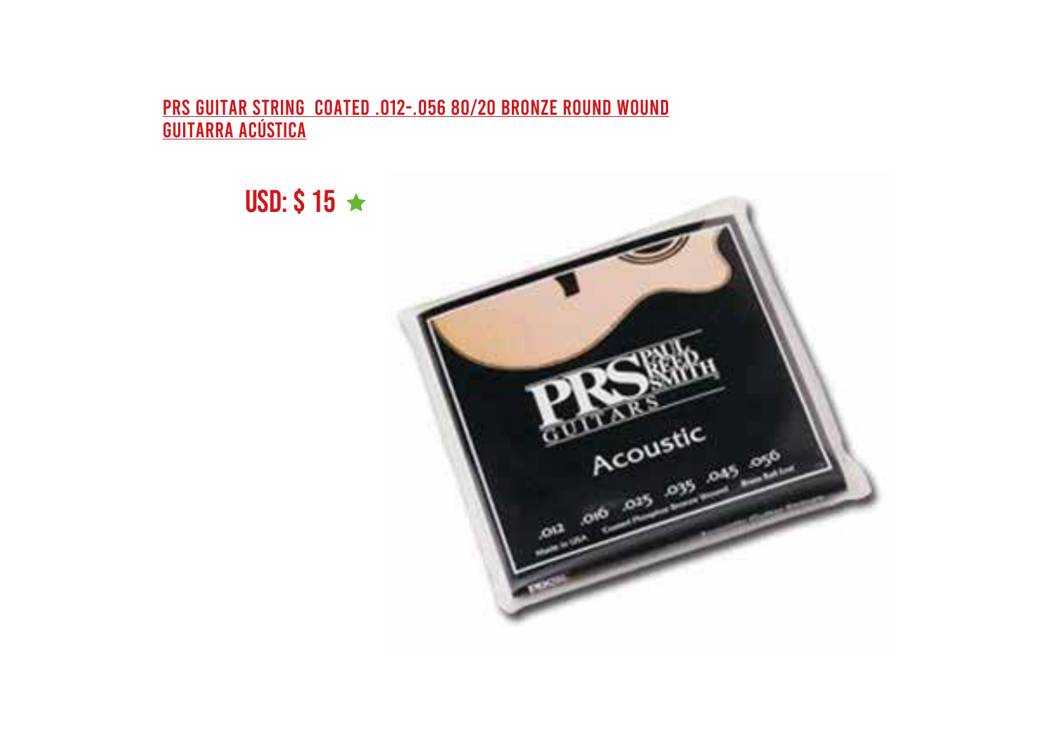[PRS GUITAR STRING  COATED .012-.056 80/20 BRONZE ROUND WOUND GUITARRA ACÚSTICA]

USD: $ 15 ★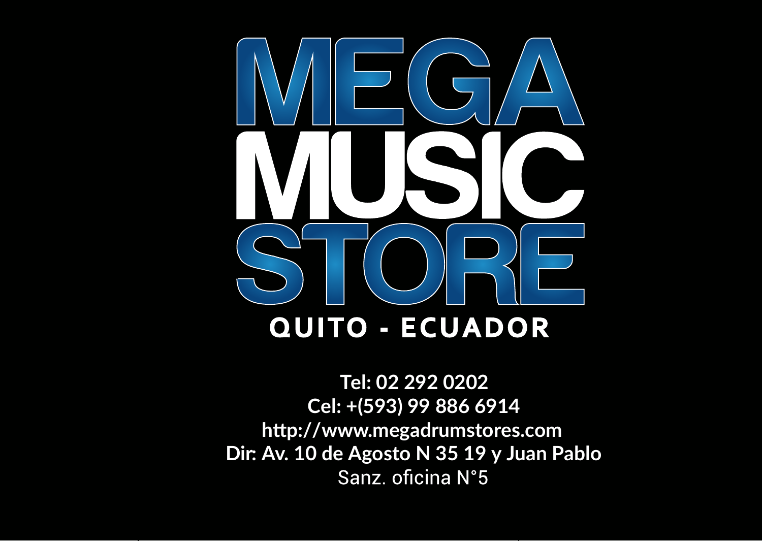# MEGA MUSIC STORE

**QUITO - ECUADOR**

**Tel: 02 292 0202**
**Cel: +(593) 99 886 6914**
**http://www.megadrumstores.com**
**Dir: Av. 10 de Agosto N 35 19 y Juan Pablo**
Sanz. oficina N°5